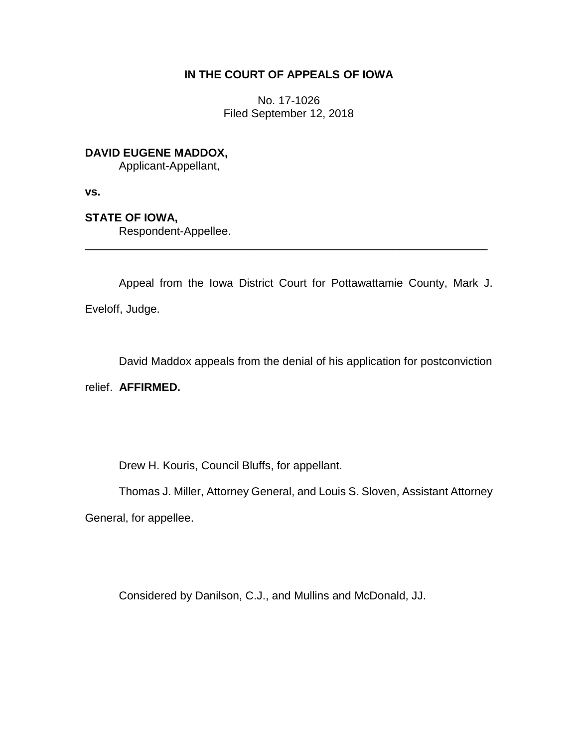**IN THE COURT OF APPEALS OF IOWA**

No. 17-1026
Filed September 12, 2018

**DAVID EUGENE MADDOX,**
Applicant-Appellant,

**vs.**

**STATE OF IOWA,**
Respondent-Appellee.

---

Appeal from the Iowa District Court for Pottawattamie County, Mark J. Eveloff, Judge.

David Maddox appeals from the denial of his application for postconviction relief. **AFFIRMED.**

Drew H. Kouris, Council Bluffs, for appellant.

Thomas J. Miller, Attorney General, and Louis S. Sloven, Assistant Attorney General, for appellee.

Considered by Danilson, C.J., and Mullins and McDonald, JJ.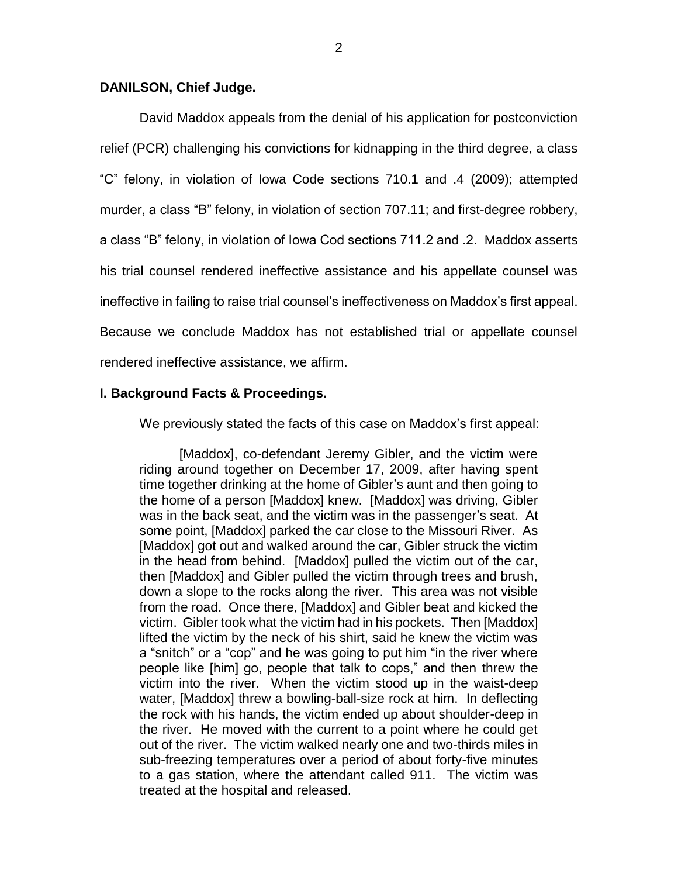**DANILSON, Chief Judge.**

David Maddox appeals from the denial of his application for postconviction relief (PCR) challenging his convictions for kidnapping in the third degree, a class "C" felony, in violation of Iowa Code sections 710.1 and .4 (2009); attempted murder, a class "B" felony, in violation of section 707.11; and first-degree robbery, a class "B" felony, in violation of Iowa Cod sections 711.2 and .2. Maddox asserts his trial counsel rendered ineffective assistance and his appellate counsel was ineffective in failing to raise trial counsel's ineffectiveness on Maddox's first appeal. Because we conclude Maddox has not established trial or appellate counsel rendered ineffective assistance, we affirm.

## I. Background Facts & Proceedings.

We previously stated the facts of this case on Maddox's first appeal:

> [Maddox], co-defendant Jeremy Gibler, and the victim were riding around together on December 17, 2009, after having spent time together drinking at the home of Gibler's aunt and then going to the home of a person [Maddox] knew. [Maddox] was driving, Gibler was in the back seat, and the victim was in the passenger's seat. At some point, [Maddox] parked the car close to the Missouri River. As [Maddox] got out and walked around the car, Gibler struck the victim in the head from behind. [Maddox] pulled the victim out of the car, then [Maddox] and Gibler pulled the victim through trees and brush, down a slope to the rocks along the river. This area was not visible from the road. Once there, [Maddox] and Gibler beat and kicked the victim. Gibler took what the victim had in his pockets. Then [Maddox] lifted the victim by the neck of his shirt, said he knew the victim was a "snitch" or a "cop" and he was going to put him "in the river where people like [him] go, people that talk to cops," and then threw the victim into the river. When the victim stood up in the waist-deep water, [Maddox] threw a bowling-ball-size rock at him. In deflecting the rock with his hands, the victim ended up about shoulder-deep in the river. He moved with the current to a point where he could get out of the river. The victim walked nearly one and two-thirds miles in sub-freezing temperatures over a period of about forty-five minutes to a gas station, where the attendant called 911. The victim was treated at the hospital and released.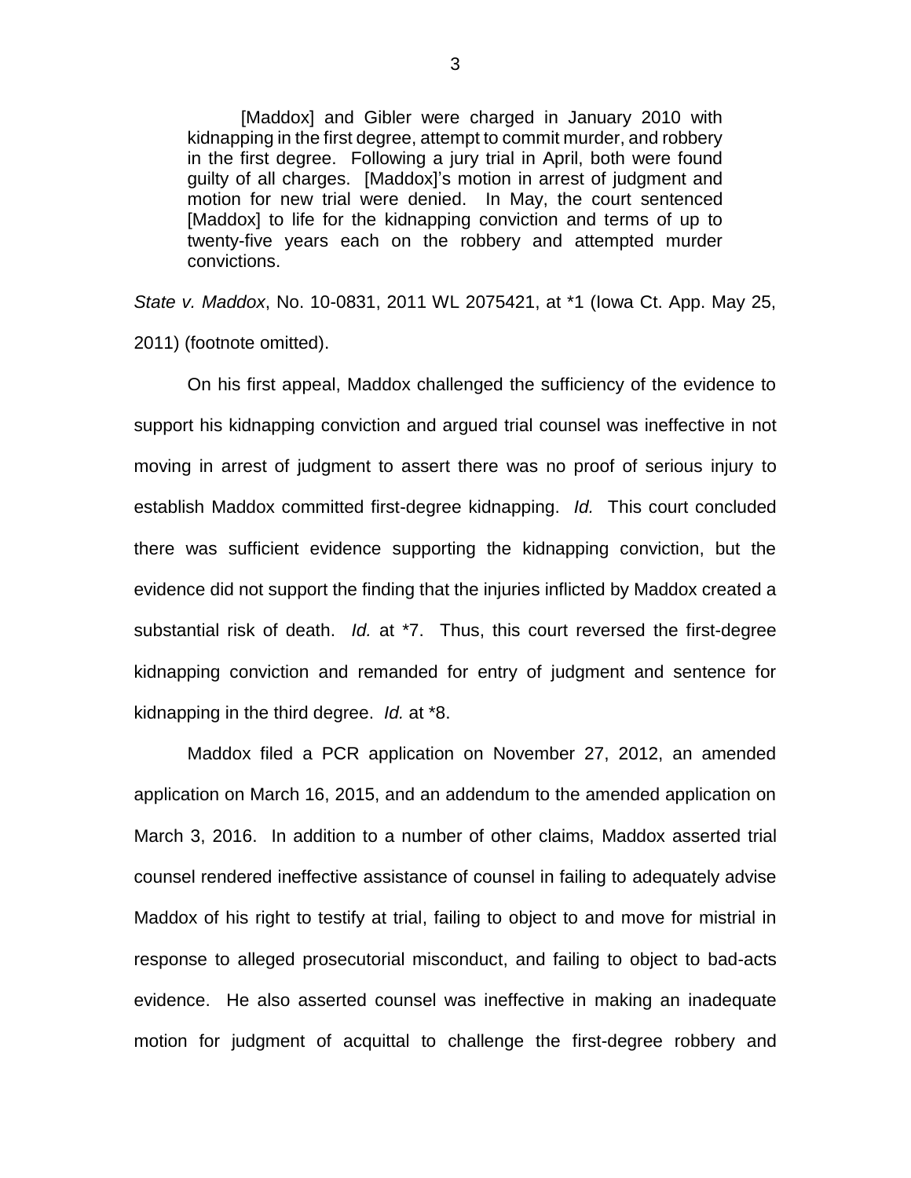> [Maddox] and Gibler were charged in January 2010 with kidnapping in the first degree, attempt to commit murder, and robbery in the first degree. Following a jury trial in April, both were found guilty of all charges. [Maddox]'s motion in arrest of judgment and motion for new trial were denied. In May, the court sentenced [Maddox] to life for the kidnapping conviction and terms of up to twenty-five years each on the robbery and attempted murder convictions.

*State v. Maddox*, No. 10-0831, 2011 WL 2075421, at *1 (Iowa Ct. App. May 25, 2011) (footnote omitted).

On his first appeal, Maddox challenged the sufficiency of the evidence to support his kidnapping conviction and argued trial counsel was ineffective in not moving in arrest of judgment to assert there was no proof of serious injury to establish Maddox committed first-degree kidnapping. *Id.* This court concluded there was sufficient evidence supporting the kidnapping conviction, but the evidence did not support the finding that the injuries inflicted by Maddox created a substantial risk of death. *Id.* at *7. Thus, this court reversed the first-degree kidnapping conviction and remanded for entry of judgment and sentence for kidnapping in the third degree. *Id.* at *8.

Maddox filed a PCR application on November 27, 2012, an amended application on March 16, 2015, and an addendum to the amended application on March 3, 2016. In addition to a number of other claims, Maddox asserted trial counsel rendered ineffective assistance of counsel in failing to adequately advise Maddox of his right to testify at trial, failing to object to and move for mistrial in response to alleged prosecutorial misconduct, and failing to object to bad-acts evidence. He also asserted counsel was ineffective in making an inadequate motion for judgment of acquittal to challenge the first-degree robbery and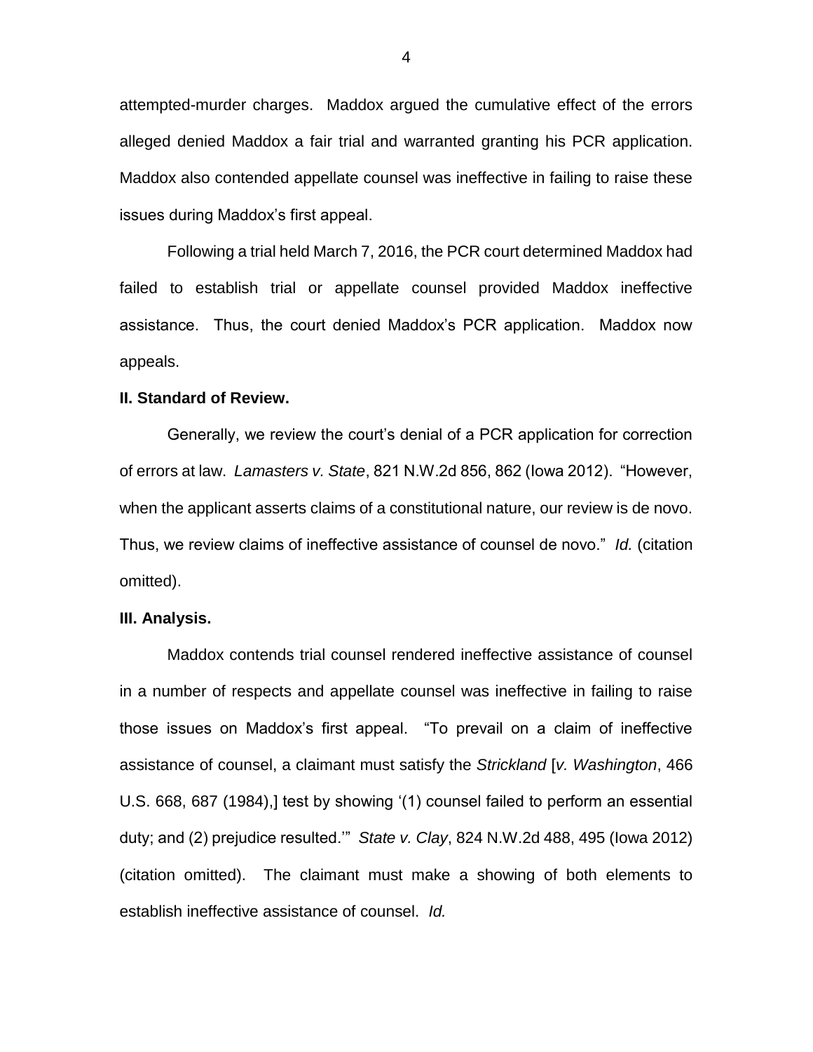attempted-murder charges. Maddox argued the cumulative effect of the errors alleged denied Maddox a fair trial and warranted granting his PCR application. Maddox also contended appellate counsel was ineffective in failing to raise these issues during Maddox's first appeal.

Following a trial held March 7, 2016, the PCR court determined Maddox had failed to establish trial or appellate counsel provided Maddox ineffective assistance. Thus, the court denied Maddox's PCR application. Maddox now appeals.

**II. Standard of Review.**

Generally, we review the court's denial of a PCR application for correction of errors at law. *Lamasters v. State*, 821 N.W.2d 856, 862 (Iowa 2012). "However, when the applicant asserts claims of a constitutional nature, our review is de novo. Thus, we review claims of ineffective assistance of counsel de novo." *Id.* (citation omitted).

**III. Analysis.**

Maddox contends trial counsel rendered ineffective assistance of counsel in a number of respects and appellate counsel was ineffective in failing to raise those issues on Maddox's first appeal. "To prevail on a claim of ineffective assistance of counsel, a claimant must satisfy the *Strickland* [*v. Washington*, 466 U.S. 668, 687 (1984),] test by showing '(1) counsel failed to perform an essential duty; and (2) prejudice resulted.'" *State v. Clay*, 824 N.W.2d 488, 495 (Iowa 2012) (citation omitted). The claimant must make a showing of both elements to establish ineffective assistance of counsel. *Id.*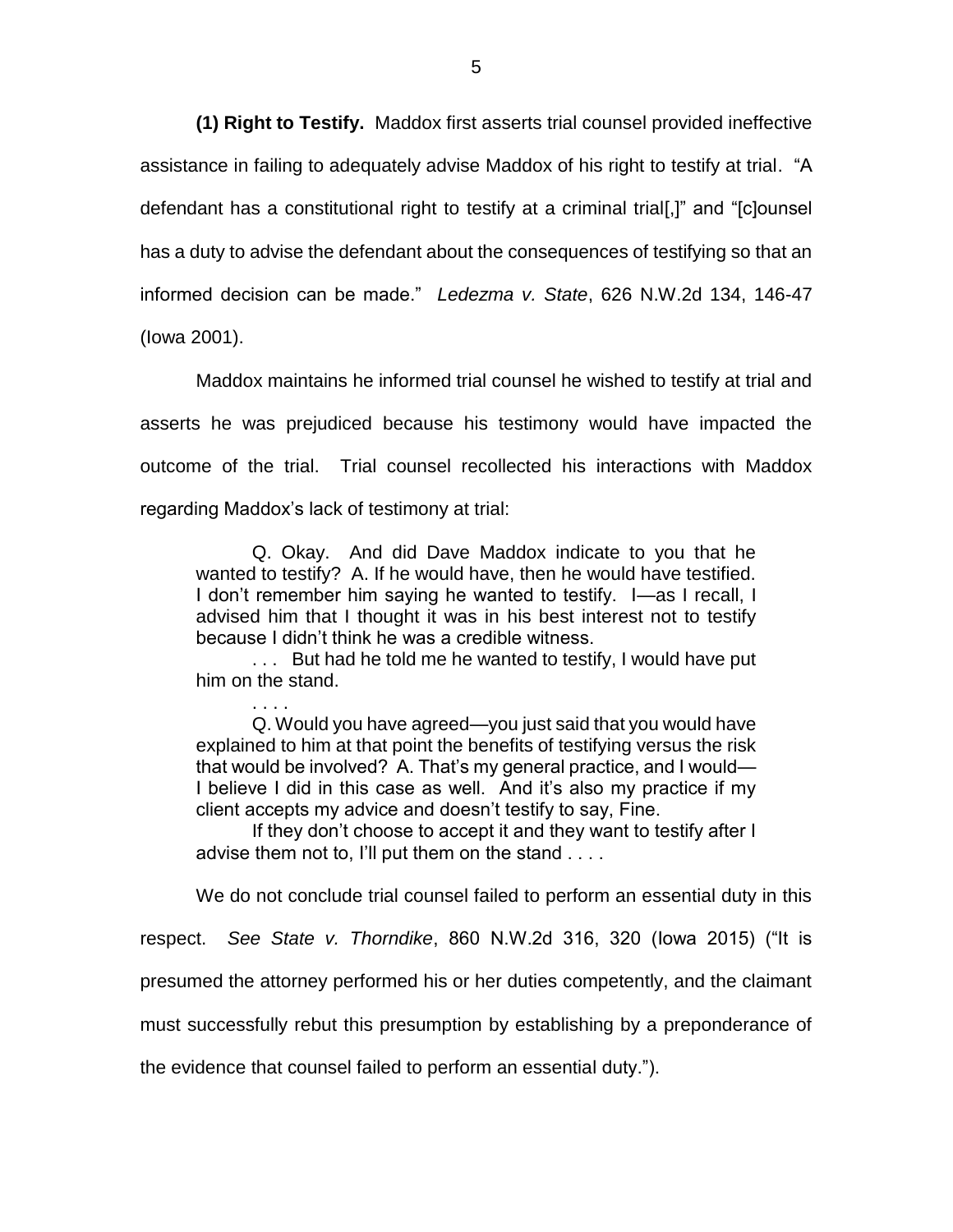**(1) Right to Testify.** Maddox first asserts trial counsel provided ineffective assistance in failing to adequately advise Maddox of his right to testify at trial. "A defendant has a constitutional right to testify at a criminal trial[,]" and "[c]ounsel has a duty to advise the defendant about the consequences of testifying so that an informed decision can be made." *Ledezma v. State*, 626 N.W.2d 134, 146-47 (Iowa 2001).

Maddox maintains he informed trial counsel he wished to testify at trial and asserts he was prejudiced because his testimony would have impacted the outcome of the trial. Trial counsel recollected his interactions with Maddox regarding Maddox's lack of testimony at trial:

> Q. Okay. And did Dave Maddox indicate to you that he wanted to testify? A. If he would have, then he would have testified. I don't remember him saying he wanted to testify. I—as I recall, I advised him that I thought it was in his best interest not to testify because I didn't think he was a credible witness.
>
> . . . But had he told me he wanted to testify, I would have put him on the stand.
>
> . . . .
>
> Q. Would you have agreed—you just said that you would have explained to him at that point the benefits of testifying versus the risk that would be involved? A. That's my general practice, and I would—I believe I did in this case as well. And it's also my practice if my client accepts my advice and doesn't testify to say, Fine.
>
> If they don't choose to accept it and they want to testify after I advise them not to, I'll put them on the stand . . . .

We do not conclude trial counsel failed to perform an essential duty in this respect. *See State v. Thorndike*, 860 N.W.2d 316, 320 (Iowa 2015) ("It is presumed the attorney performed his or her duties competently, and the claimant must successfully rebut this presumption by establishing by a preponderance of the evidence that counsel failed to perform an essential duty.").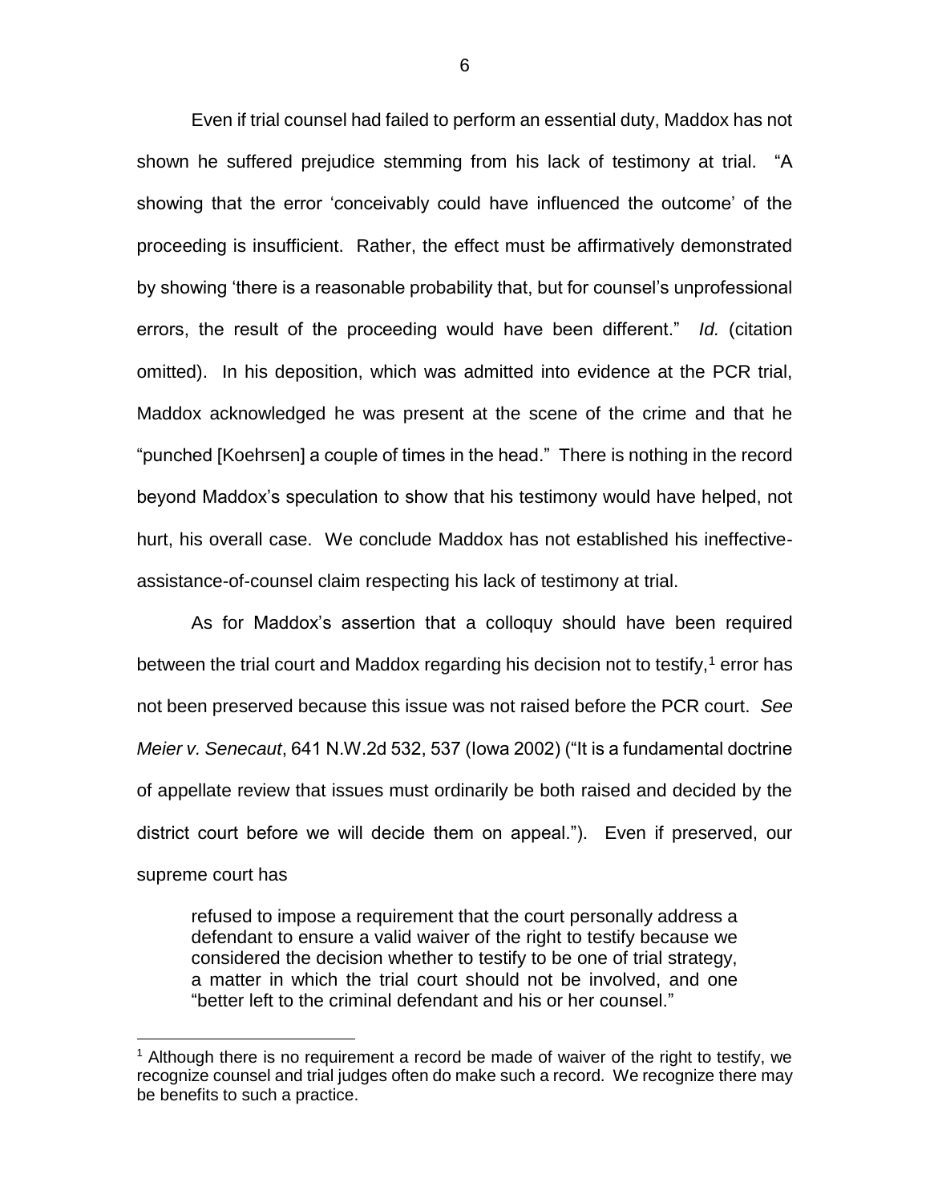Even if trial counsel had failed to perform an essential duty, Maddox has not shown he suffered prejudice stemming from his lack of testimony at trial. "A showing that the error 'conceivably could have influenced the outcome' of the proceeding is insufficient. Rather, the effect must be affirmatively demonstrated by showing 'there is a reasonable probability that, but for counsel's unprofessional errors, the result of the proceeding would have been different." *Id.* (citation omitted). In his deposition, which was admitted into evidence at the PCR trial, Maddox acknowledged he was present at the scene of the crime and that he "punched [Koehrsen] a couple of times in the head." There is nothing in the record beyond Maddox's speculation to show that his testimony would have helped, not hurt, his overall case. We conclude Maddox has not established his ineffective-assistance-of-counsel claim respecting his lack of testimony at trial.

As for Maddox's assertion that a colloquy should have been required between the trial court and Maddox regarding his decision not to testify,[1] error has not been preserved because this issue was not raised before the PCR court. *See Meier v. Senecaut*, 641 N.W.2d 532, 537 (Iowa 2002) ("It is a fundamental doctrine of appellate review that issues must ordinarily be both raised and decided by the district court before we will decide them on appeal."). Even if preserved, our supreme court has

> refused to impose a requirement that the court personally address a defendant to ensure a valid waiver of the right to testify because we considered the decision whether to testify to be one of trial strategy, a matter in which the trial court should not be involved, and one "better left to the criminal defendant and his or her counsel."

[1] Although there is no requirement a record be made of waiver of the right to testify, we recognize counsel and trial judges often do make such a record. We recognize there may be benefits to such a practice.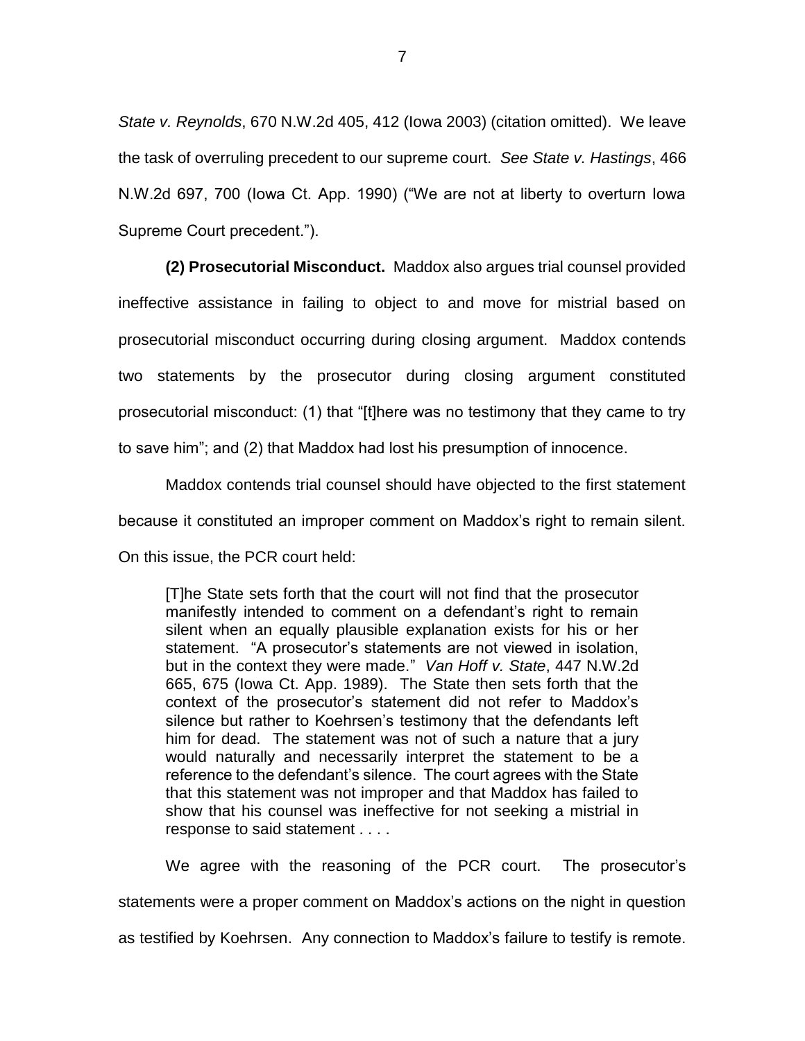*State v. Reynolds*, 670 N.W.2d 405, 412 (Iowa 2003) (citation omitted). We leave the task of overruling precedent to our supreme court. *See State v. Hastings*, 466 N.W.2d 697, 700 (Iowa Ct. App. 1990) ("We are not at liberty to overturn Iowa Supreme Court precedent.").

**(2) Prosecutorial Misconduct.** Maddox also argues trial counsel provided ineffective assistance in failing to object to and move for mistrial based on prosecutorial misconduct occurring during closing argument. Maddox contends two statements by the prosecutor during closing argument constituted prosecutorial misconduct: (1) that "[t]here was no testimony that they came to try to save him"; and (2) that Maddox had lost his presumption of innocence.

Maddox contends trial counsel should have objected to the first statement because it constituted an improper comment on Maddox's right to remain silent. On this issue, the PCR court held:

> [T]he State sets forth that the court will not find that the prosecutor manifestly intended to comment on a defendant's right to remain silent when an equally plausible explanation exists for his or her statement. "A prosecutor's statements are not viewed in isolation, but in the context they were made." *Van Hoff v. State*, 447 N.W.2d 665, 675 (Iowa Ct. App. 1989). The State then sets forth that the context of the prosecutor's statement did not refer to Maddox's silence but rather to Koehrsen's testimony that the defendants left him for dead. The statement was not of such a nature that a jury would naturally and necessarily interpret the statement to be a reference to the defendant's silence. The court agrees with the State that this statement was not improper and that Maddox has failed to show that his counsel was ineffective for not seeking a mistrial in response to said statement . . . .

We agree with the reasoning of the PCR court. The prosecutor's statements were a proper comment on Maddox's actions on the night in question as testified by Koehrsen. Any connection to Maddox's failure to testify is remote.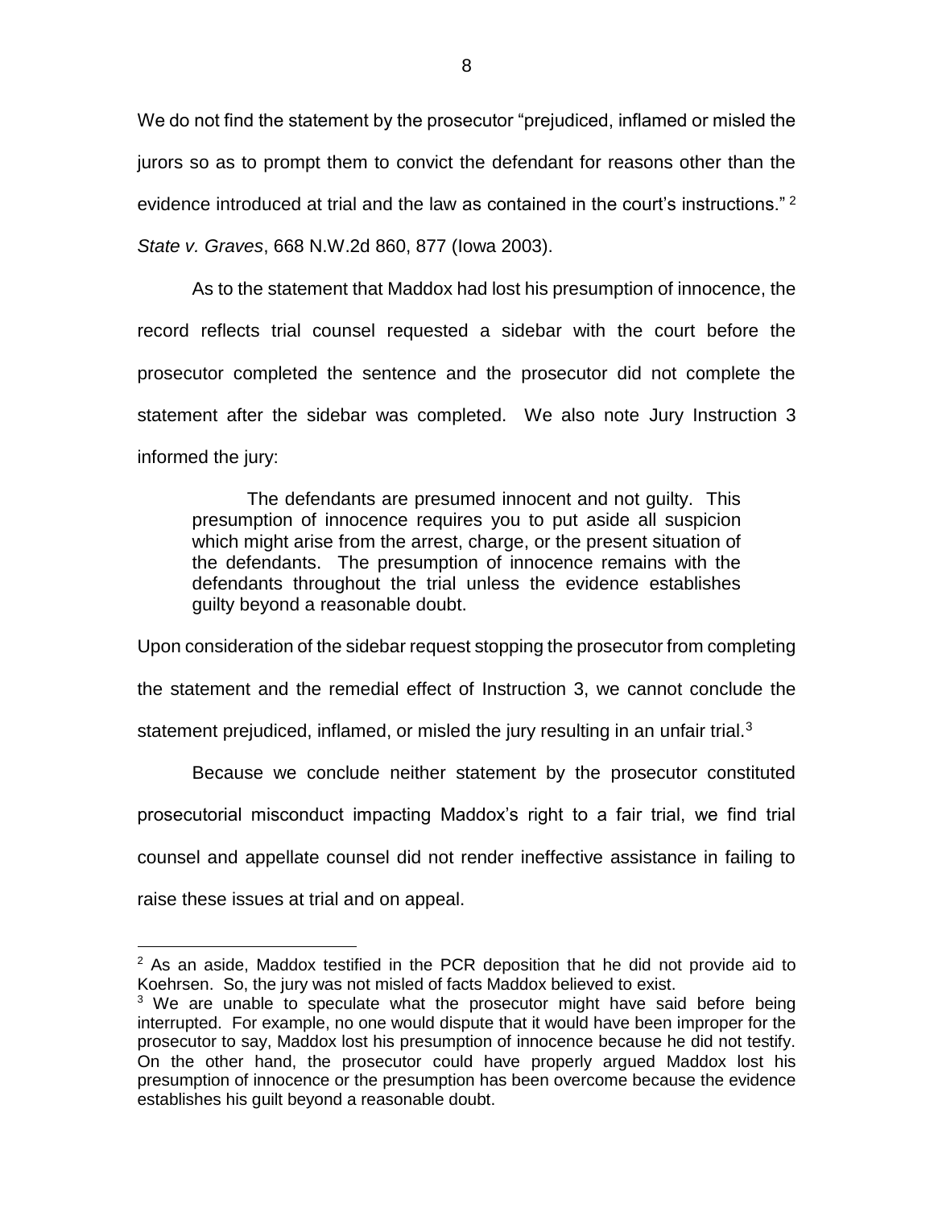We do not find the statement by the prosecutor "prejudiced, inflamed or misled the jurors so as to prompt them to convict the defendant for reasons other than the evidence introduced at trial and the law as contained in the court's instructions." [2] *State v. Graves*, 668 N.W.2d 860, 877 (Iowa 2003).

As to the statement that Maddox had lost his presumption of innocence, the record reflects trial counsel requested a sidebar with the court before the prosecutor completed the sentence and the prosecutor did not complete the statement after the sidebar was completed. We also note Jury Instruction 3 informed the jury:

> The defendants are presumed innocent and not guilty. This presumption of innocence requires you to put aside all suspicion which might arise from the arrest, charge, or the present situation of the defendants. The presumption of innocence remains with the defendants throughout the trial unless the evidence establishes guilty beyond a reasonable doubt.

Upon consideration of the sidebar request stopping the prosecutor from completing the statement and the remedial effect of Instruction 3, we cannot conclude the statement prejudiced, inflamed, or misled the jury resulting in an unfair trial.[3]

Because we conclude neither statement by the prosecutor constituted prosecutorial misconduct impacting Maddox's right to a fair trial, we find trial counsel and appellate counsel did not render ineffective assistance in failing to raise these issues at trial and on appeal.

---

[2] As an aside, Maddox testified in the PCR deposition that he did not provide aid to Koehrsen. So, the jury was not misled of facts Maddox believed to exist.

[3] We are unable to speculate what the prosecutor might have said before being interrupted. For example, no one would dispute that it would have been improper for the prosecutor to say, Maddox lost his presumption of innocence because he did not testify. On the other hand, the prosecutor could have properly argued Maddox lost his presumption of innocence or the presumption has been overcome because the evidence establishes his guilt beyond a reasonable doubt.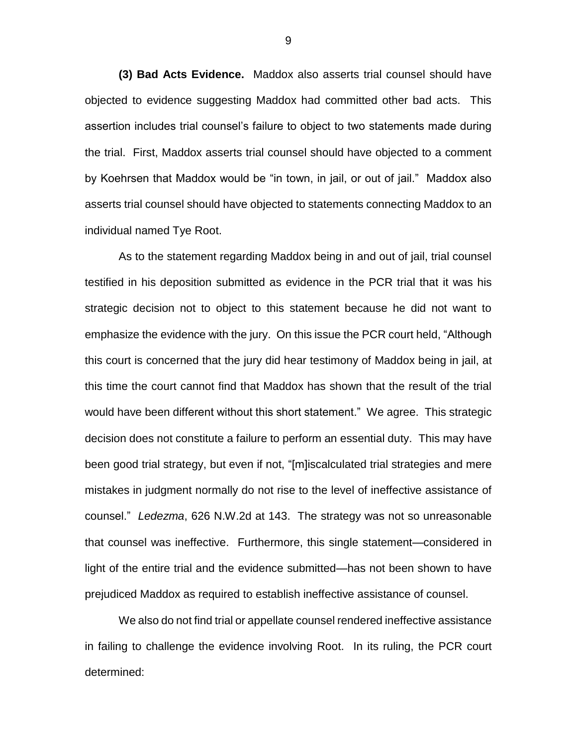**(3) Bad Acts Evidence.** Maddox also asserts trial counsel should have objected to evidence suggesting Maddox had committed other bad acts. This assertion includes trial counsel's failure to object to two statements made during the trial. First, Maddox asserts trial counsel should have objected to a comment by Koehrsen that Maddox would be "in town, in jail, or out of jail." Maddox also asserts trial counsel should have objected to statements connecting Maddox to an individual named Tye Root.

As to the statement regarding Maddox being in and out of jail, trial counsel testified in his deposition submitted as evidence in the PCR trial that it was his strategic decision not to object to this statement because he did not want to emphasize the evidence with the jury. On this issue the PCR court held, "Although this court is concerned that the jury did hear testimony of Maddox being in jail, at this time the court cannot find that Maddox has shown that the result of the trial would have been different without this short statement." We agree. This strategic decision does not constitute a failure to perform an essential duty. This may have been good trial strategy, but even if not, "[m]iscalculated trial strategies and mere mistakes in judgment normally do not rise to the level of ineffective assistance of counsel." *Ledezma*, 626 N.W.2d at 143. The strategy was not so unreasonable that counsel was ineffective. Furthermore, this single statement—considered in light of the entire trial and the evidence submitted—has not been shown to have prejudiced Maddox as required to establish ineffective assistance of counsel.

We also do not find trial or appellate counsel rendered ineffective assistance in failing to challenge the evidence involving Root. In its ruling, the PCR court determined: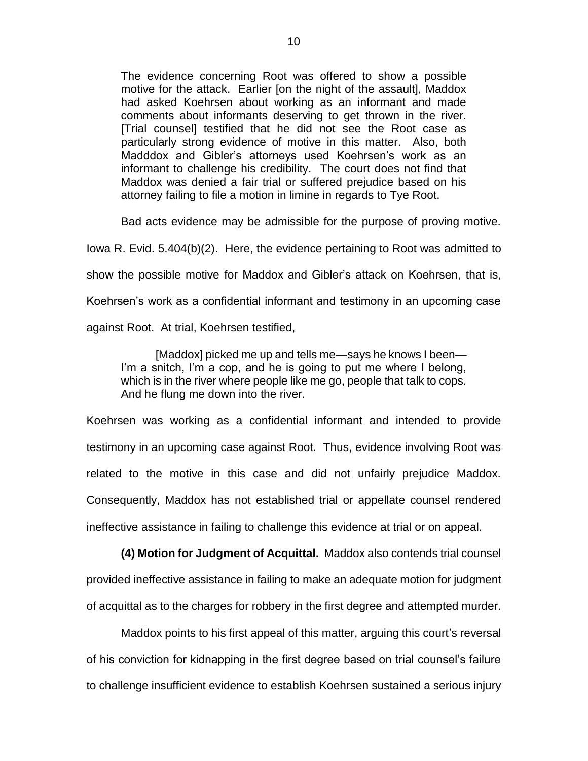> The evidence concerning Root was offered to show a possible motive for the attack. Earlier [on the night of the assault], Maddox had asked Koehrsen about working as an informant and made comments about informants deserving to get thrown in the river. [Trial counsel] testified that he did not see the Root case as particularly strong evidence of motive in this matter. Also, both Madddox and Gibler's attorneys used Koehrsen's work as an informant to challenge his credibility. The court does not find that Maddox was denied a fair trial or suffered prejudice based on his attorney failing to file a motion in limine in regards to Tye Root.

Bad acts evidence may be admissible for the purpose of proving motive. Iowa R. Evid. 5.404(b)(2). Here, the evidence pertaining to Root was admitted to show the possible motive for Maddox and Gibler's attack on Koehrsen, that is, Koehrsen's work as a confidential informant and testimony in an upcoming case against Root. At trial, Koehrsen testified,

> [Maddox] picked me up and tells me—says he knows I been—I'm a snitch, I'm a cop, and he is going to put me where I belong, which is in the river where people like me go, people that talk to cops. And he flung me down into the river.

Koehrsen was working as a confidential informant and intended to provide testimony in an upcoming case against Root. Thus, evidence involving Root was related to the motive in this case and did not unfairly prejudice Maddox. Consequently, Maddox has not established trial or appellate counsel rendered ineffective assistance in failing to challenge this evidence at trial or on appeal.

**(4) Motion for Judgment of Acquittal.** Maddox also contends trial counsel provided ineffective assistance in failing to make an adequate motion for judgment of acquittal as to the charges for robbery in the first degree and attempted murder.

Maddox points to his first appeal of this matter, arguing this court's reversal of his conviction for kidnapping in the first degree based on trial counsel's failure to challenge insufficient evidence to establish Koehrsen sustained a serious injury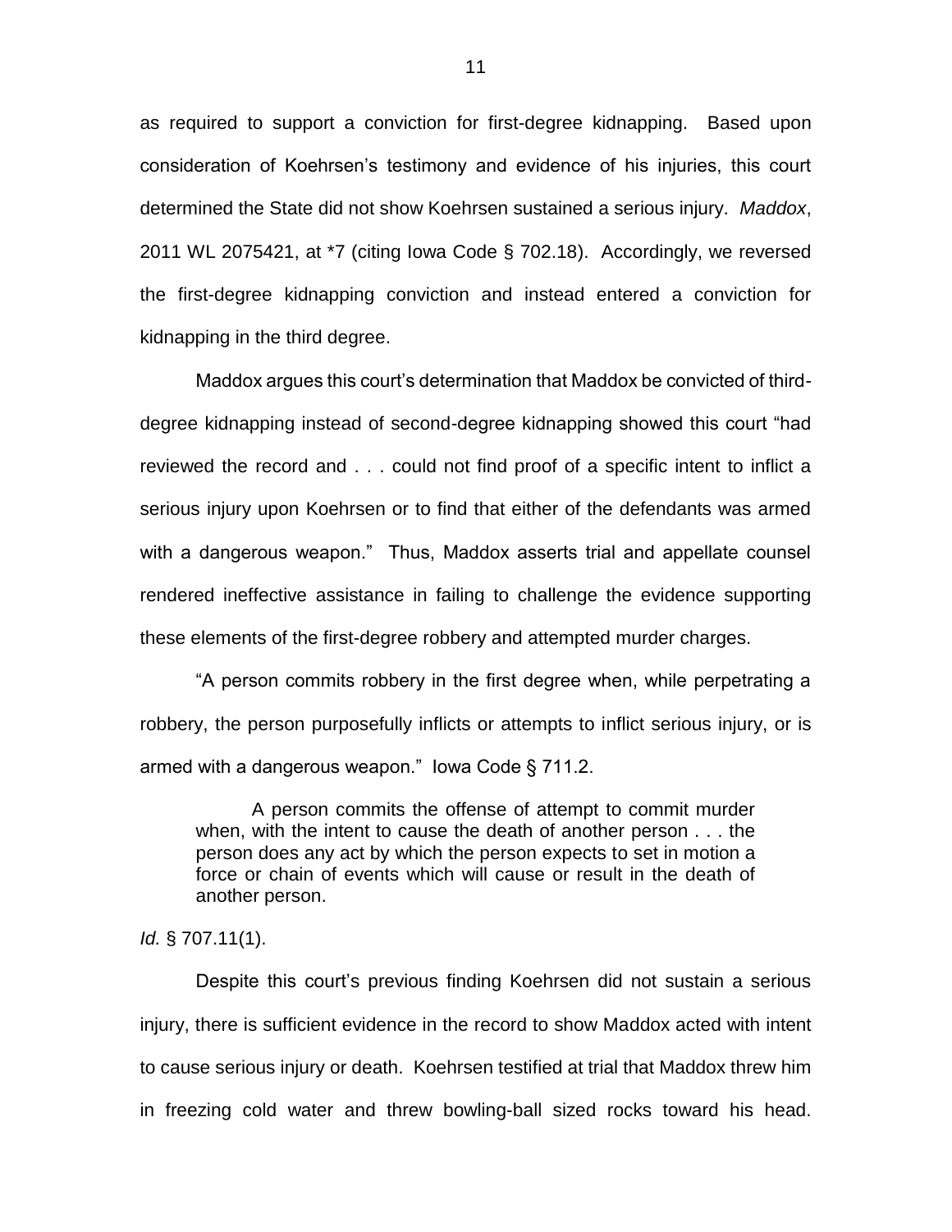as required to support a conviction for first-degree kidnapping. Based upon consideration of Koehrsen's testimony and evidence of his injuries, this court determined the State did not show Koehrsen sustained a serious injury. *Maddox*, 2011 WL 2075421, at *7 (citing Iowa Code § 702.18). Accordingly, we reversed the first-degree kidnapping conviction and instead entered a conviction for kidnapping in the third degree.

Maddox argues this court's determination that Maddox be convicted of third-degree kidnapping instead of second-degree kidnapping showed this court "had reviewed the record and . . . could not find proof of a specific intent to inflict a serious injury upon Koehrsen or to find that either of the defendants was armed with a dangerous weapon." Thus, Maddox asserts trial and appellate counsel rendered ineffective assistance in failing to challenge the evidence supporting these elements of the first-degree robbery and attempted murder charges.

"A person commits robbery in the first degree when, while perpetrating a robbery, the person purposefully inflicts or attempts to inflict serious injury, or is armed with a dangerous weapon." Iowa Code § 711.2.

> A person commits the offense of attempt to commit murder when, with the intent to cause the death of another person . . . the person does any act by which the person expects to set in motion a force or chain of events which will cause or result in the death of another person.

*Id.* § 707.11(1).

Despite this court's previous finding Koehrsen did not sustain a serious injury, there is sufficient evidence in the record to show Maddox acted with intent to cause serious injury or death. Koehrsen testified at trial that Maddox threw him in freezing cold water and threw bowling-ball sized rocks toward his head.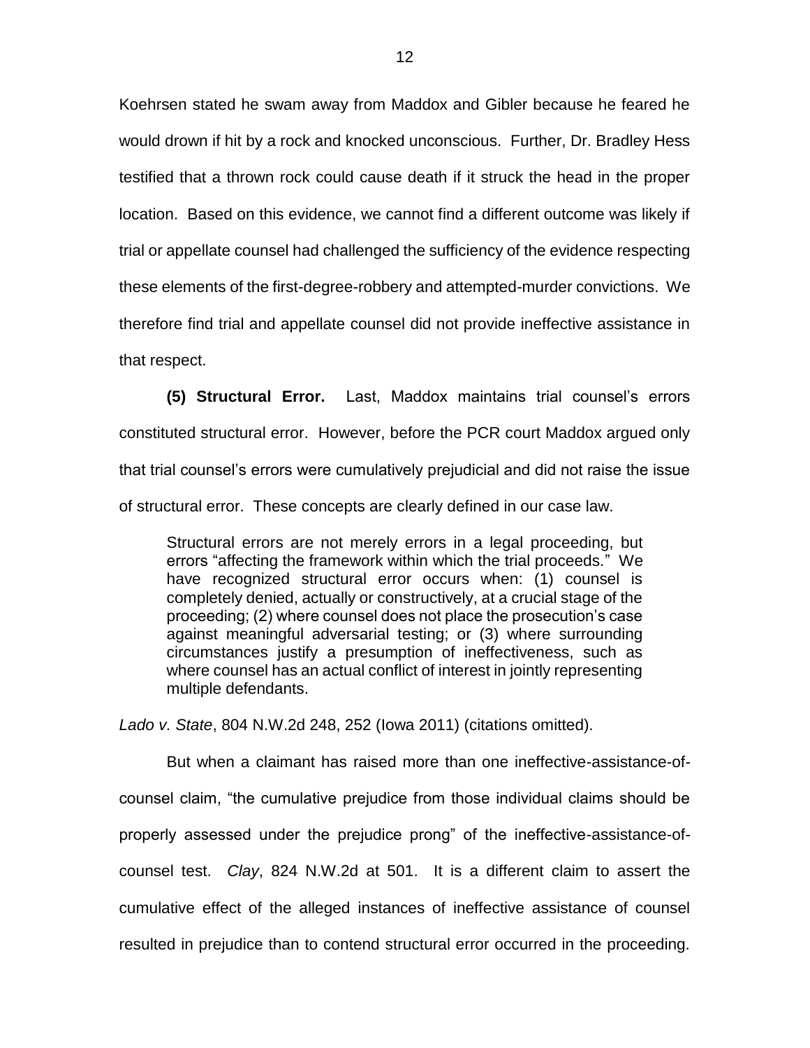Koehrsen stated he swam away from Maddox and Gibler because he feared he would drown if hit by a rock and knocked unconscious. Further, Dr. Bradley Hess testified that a thrown rock could cause death if it struck the head in the proper location. Based on this evidence, we cannot find a different outcome was likely if trial or appellate counsel had challenged the sufficiency of the evidence respecting these elements of the first-degree-robbery and attempted-murder convictions. We therefore find trial and appellate counsel did not provide ineffective assistance in that respect.

**(5) Structural Error.** Last, Maddox maintains trial counsel's errors constituted structural error. However, before the PCR court Maddox argued only that trial counsel's errors were cumulatively prejudicial and did not raise the issue of structural error. These concepts are clearly defined in our case law.

> Structural errors are not merely errors in a legal proceeding, but errors "affecting the framework within which the trial proceeds." We have recognized structural error occurs when: (1) counsel is completely denied, actually or constructively, at a crucial stage of the proceeding; (2) where counsel does not place the prosecution's case against meaningful adversarial testing; or (3) where surrounding circumstances justify a presumption of ineffectiveness, such as where counsel has an actual conflict of interest in jointly representing multiple defendants.

*Lado v. State*, 804 N.W.2d 248, 252 (Iowa 2011) (citations omitted).

But when a claimant has raised more than one ineffective-assistance-of-counsel claim, "the cumulative prejudice from those individual claims should be properly assessed under the prejudice prong" of the ineffective-assistance-of-counsel test. *Clay*, 824 N.W.2d at 501. It is a different claim to assert the cumulative effect of the alleged instances of ineffective assistance of counsel resulted in prejudice than to contend structural error occurred in the proceeding.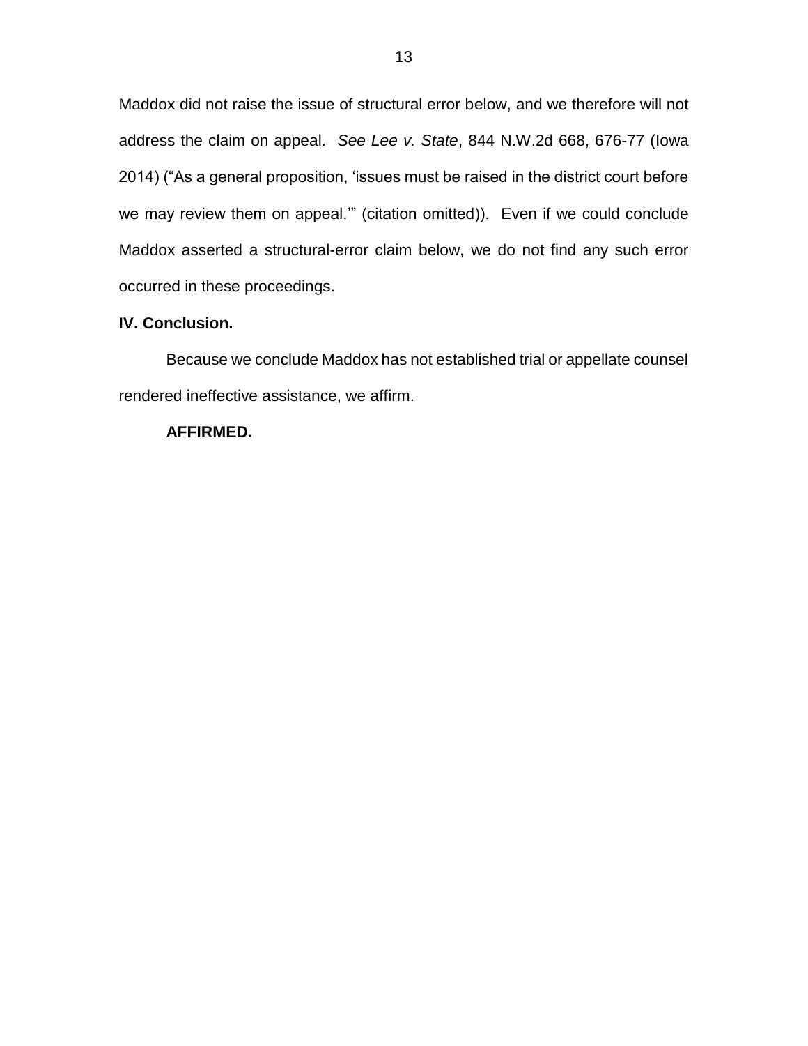Maddox did not raise the issue of structural error below, and we therefore will not address the claim on appeal. *See Lee v. State*, 844 N.W.2d 668, 676-77 (Iowa 2014) ("As a general proposition, 'issues must be raised in the district court before we may review them on appeal.'" (citation omitted)). Even if we could conclude Maddox asserted a structural-error claim below, we do not find any such error occurred in these proceedings.

**IV. Conclusion.**

Because we conclude Maddox has not established trial or appellate counsel rendered ineffective assistance, we affirm.

**AFFIRMED.**